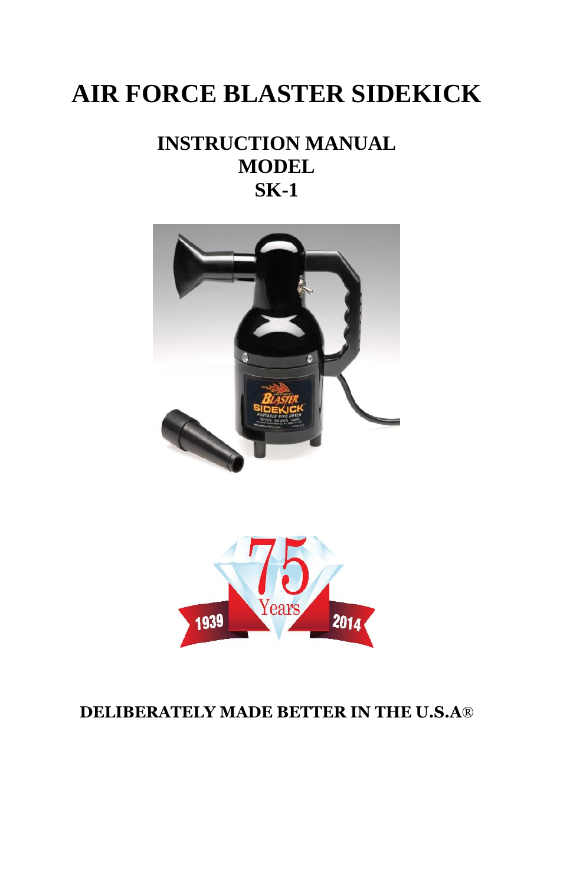# AIR FORCE BLASTER SIDEKICK

## INSTRUCTION MANUAL
## MODEL
## SK-1

**DELIBERATELY MADE BETTER IN THE U.S.A®**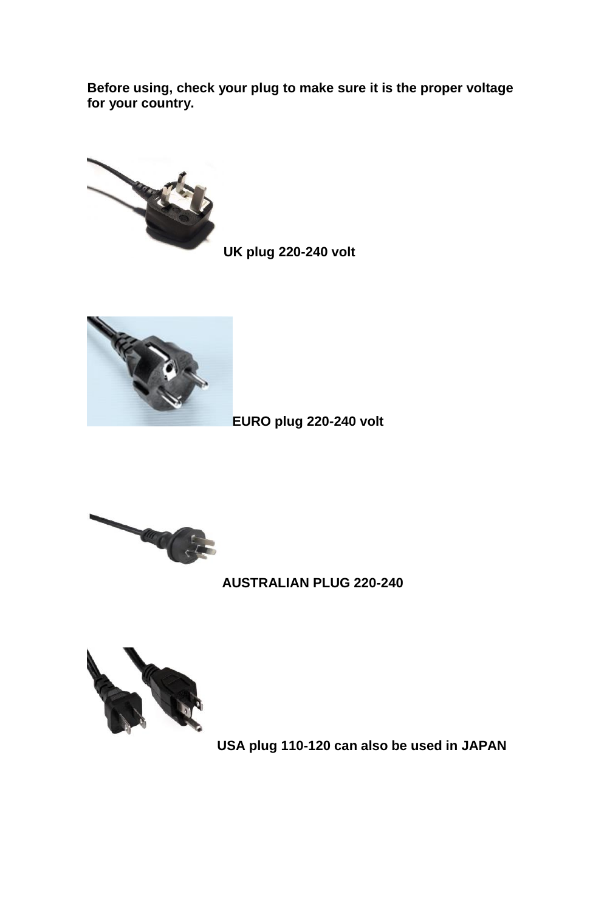**Before using, check your plug to make sure it is the proper voltage for your country.**

**UK plug 220-240 volt**

**EURO plug 220-240 volt**

**AUSTRALIAN PLUG 220-240**

**USA plug 110-120 can also be used in JAPAN**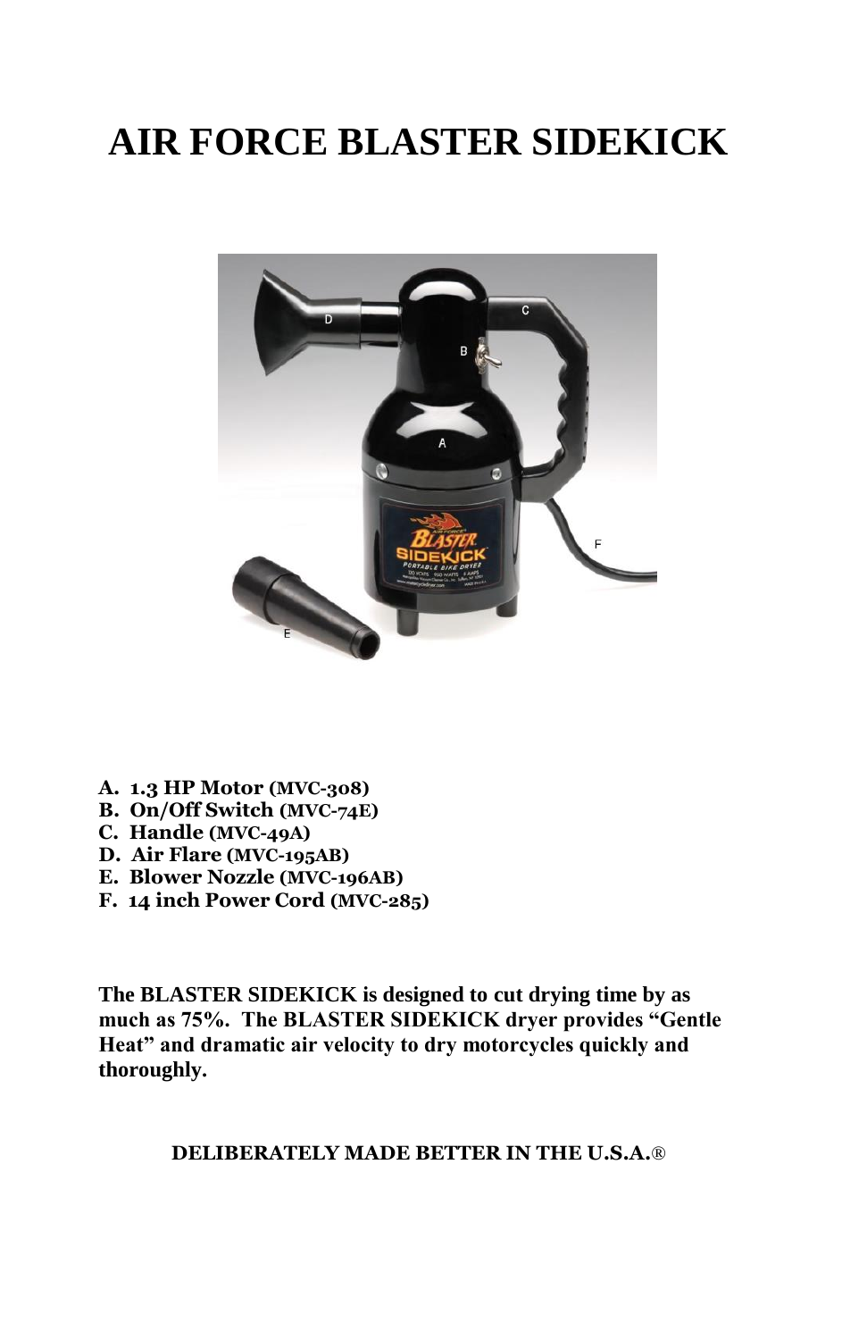# AIR FORCE BLASTER SIDEKICK

- **A. 1.3 HP Motor (MVC-308)**
- **B. On/Off Switch (MVC-74E)**
- **C. Handle (MVC-49A)**
- **D. Air Flare (MVC-195AB)**
- **E. Blower Nozzle (MVC-196AB)**
- **F. 14 inch Power Cord (MVC-285)**

**The BLASTER SIDEKICK is designed to cut drying time by as much as 75%. The BLASTER SIDEKICK dryer provides "Gentle Heat" and dramatic air velocity to dry motorcycles quickly and thoroughly.**

**DELIBERATELY MADE BETTER IN THE U.S.A.®**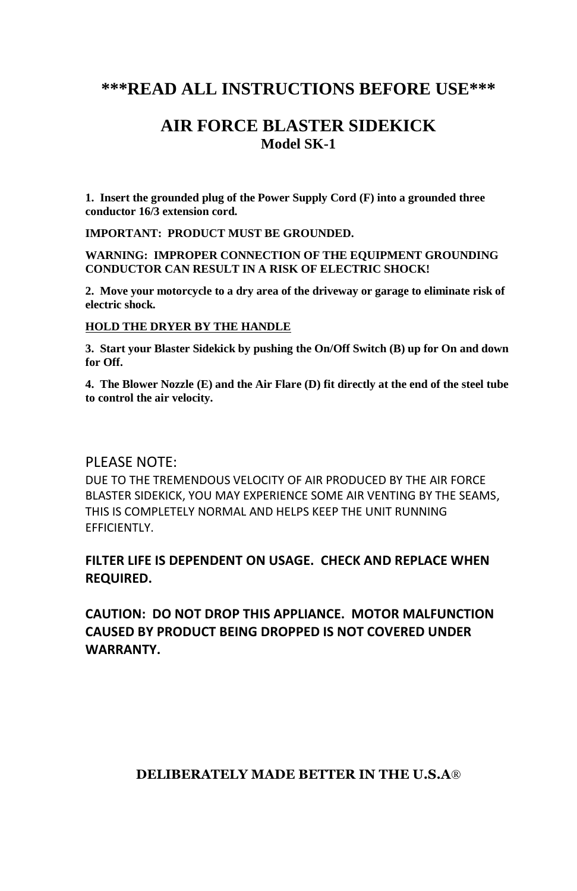# \*\*\*READ ALL INSTRUCTIONS BEFORE USE\*\*\*

## AIR FORCE BLASTER SIDEKICK

### Model SK-1

**1. Insert the grounded plug of the Power Supply Cord (F) into a grounded three conductor 16/3 extension cord.**

**IMPORTANT: PRODUCT MUST BE GROUNDED.**

**WARNING: IMPROPER CONNECTION OF THE EQUIPMENT GROUNDING CONDUCTOR CAN RESULT IN A RISK OF ELECTRIC SHOCK!**

**2. Move your motorcycle to a dry area of the driveway or garage to eliminate risk of electric shock.**

<u>**HOLD THE DRYER BY THE HANDLE**</u>

**3. Start your Blaster Sidekick by pushing the On/Off Switch (B) up for On and down for Off.**

**4. The Blower Nozzle (E) and the Air Flare (D) fit directly at the end of the steel tube to control the air velocity.**

PLEASE NOTE:

DUE TO THE TREMENDOUS VELOCITY OF AIR PRODUCED BY THE AIR FORCE BLASTER SIDEKICK, YOU MAY EXPERIENCE SOME AIR VENTING BY THE SEAMS, THIS IS COMPLETELY NORMAL AND HELPS KEEP THE UNIT RUNNING EFFICIENTLY.

**FILTER LIFE IS DEPENDENT ON USAGE. CHECK AND REPLACE WHEN REQUIRED.**

**CAUTION: DO NOT DROP THIS APPLIANCE. MOTOR MALFUNCTION CAUSED BY PRODUCT BEING DROPPED IS NOT COVERED UNDER WARRANTY.**

**DELIBERATELY MADE BETTER IN THE U.S.A®**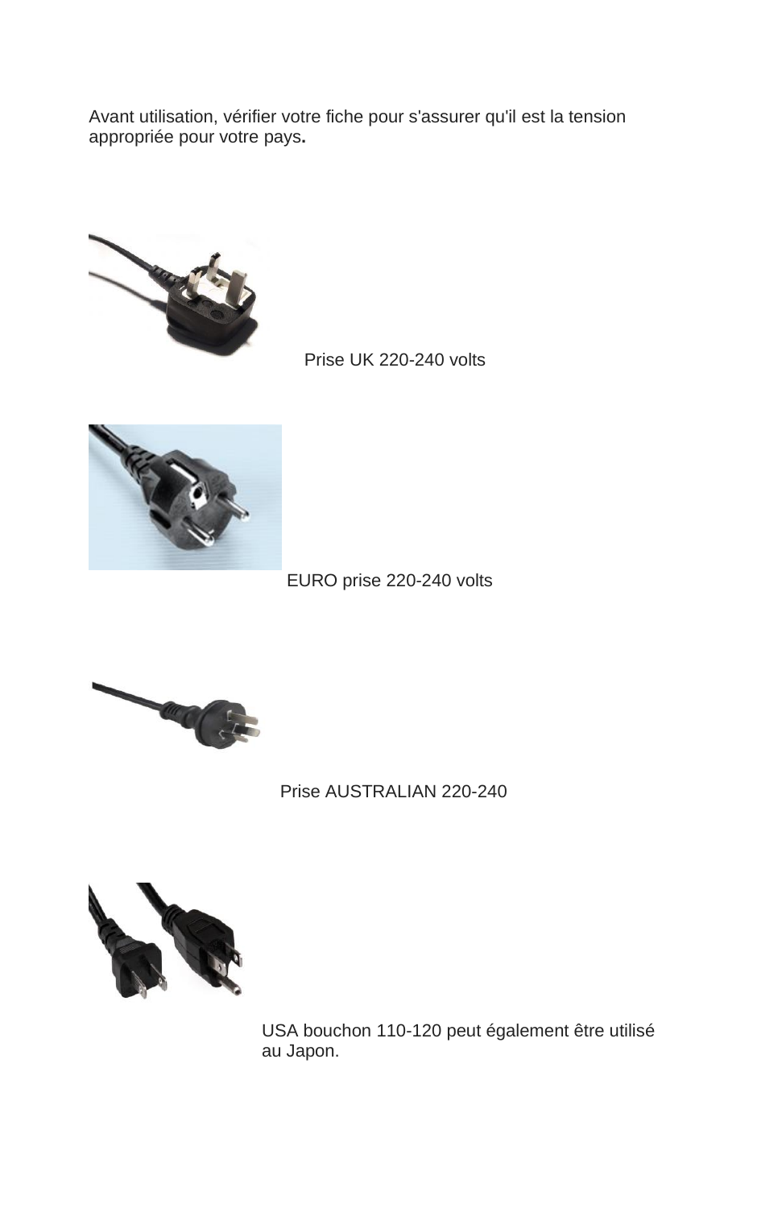Avant utilisation, vérifier votre fiche pour s'assurer qu'il est la tension appropriée pour votre pays**.**

Prise UK 220-240 volts

EURO prise 220-240 volts

Prise AUSTRALIAN 220-240

USA bouchon 110-120 peut également être utilisé au Japon.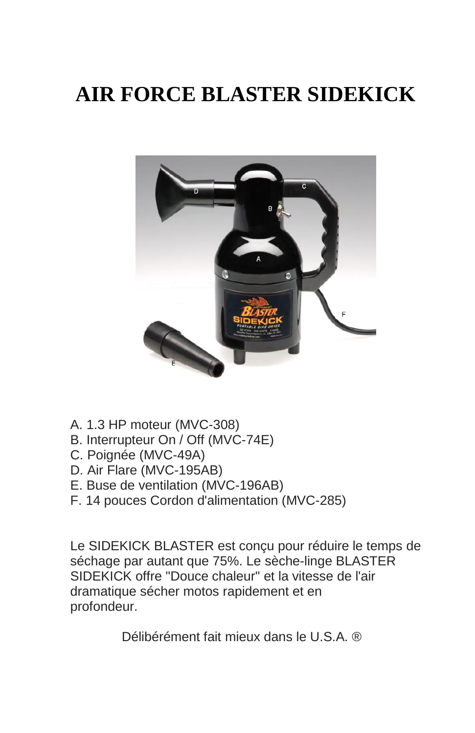# AIR FORCE BLASTER SIDEKICK

A. 1.3 HP moteur (MVC-308)
B. Interrupteur On / Off (MVC-74E)
C. Poignée (MVC-49A)
D. Air Flare (MVC-195AB)
E. Buse de ventilation (MVC-196AB)
F. 14 pouces Cordon d'alimentation (MVC-285)

Le SIDEKICK BLASTER est conçu pour réduire le temps de séchage par autant que 75%. Le sèche-linge BLASTER SIDEKICK offre "Douce chaleur" et la vitesse de l'air dramatique sécher motos rapidement et en profondeur.

Délibérément fait mieux dans le U.S.A. ®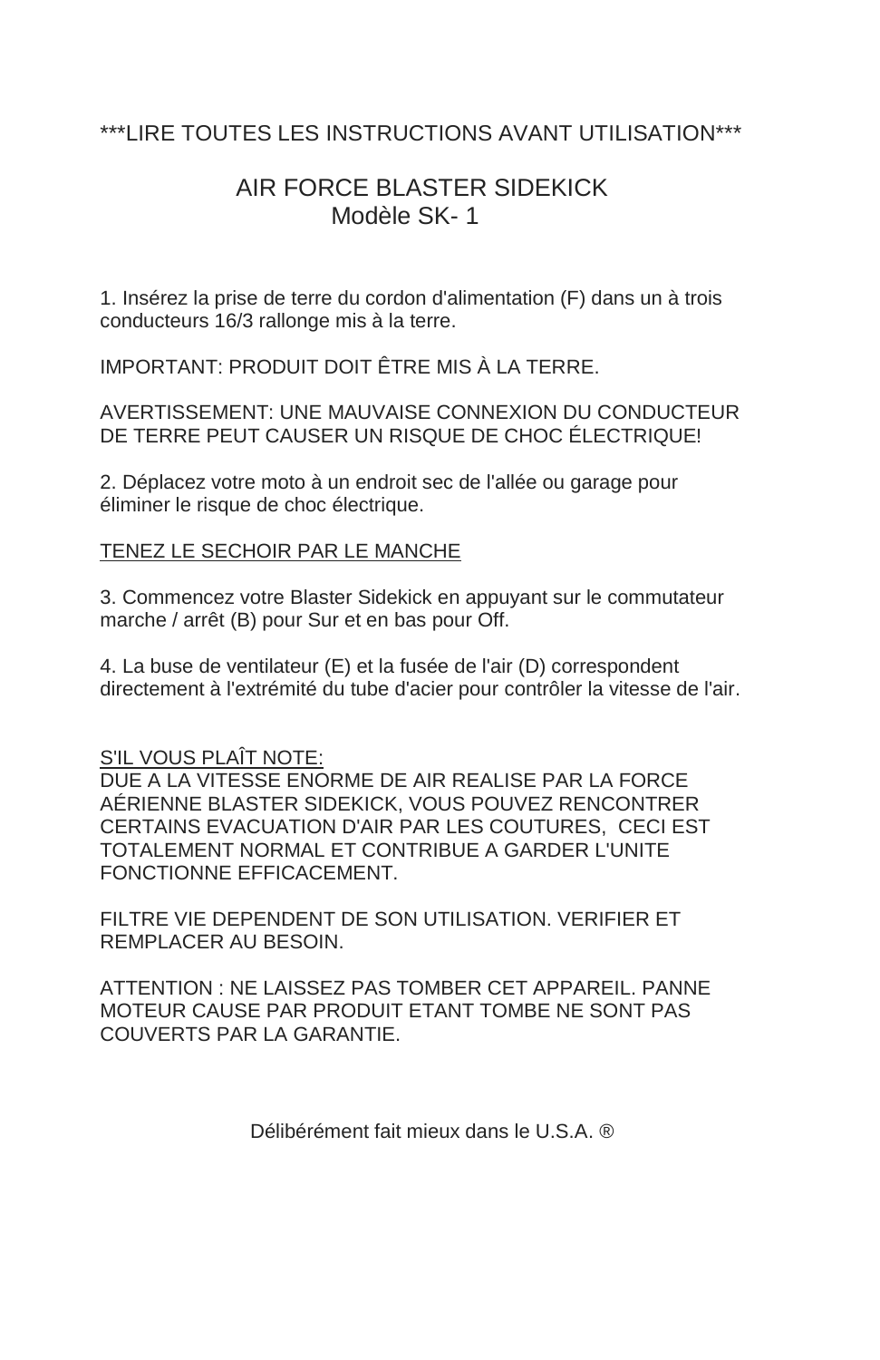\*\*\*LIRE TOUTES LES INSTRUCTIONS AVANT UTILISATION\*\*\*

# AIR FORCE BLASTER SIDEKICK
## Modèle SK- 1

1. Insérez la prise de terre du cordon d'alimentation (F) dans un à trois conducteurs 16/3 rallonge mis à la terre.

IMPORTANT: PRODUIT DOIT ÊTRE MIS À LA TERRE.

AVERTISSEMENT: UNE MAUVAISE CONNEXION DU CONDUCTEUR DE TERRE PEUT CAUSER UN RISQUE DE CHOC ÉLECTRIQUE!

2. Déplacez votre moto à un endroit sec de l'allée ou garage pour éliminer le risque de choc électrique.

<u>TENEZ LE SECHOIR PAR LE MANCHE</u>

3. Commencez votre Blaster Sidekick en appuyant sur le commutateur marche / arrêt (B) pour Sur et en bas pour Off.

4. La buse de ventilateur (E) et la fusée de l'air (D) correspondent directement à l'extrémité du tube d'acier pour contrôler la vitesse de l'air.

<u>S'IL VOUS PLAÎT NOTE:</u>
DUE A LA VITESSE ENORME DE AIR REALISE PAR LA FORCE AÉRIENNE BLASTER SIDEKICK, VOUS POUVEZ RENCONTRER CERTAINS EVACUATION D'AIR PAR LES COUTURES, CECI EST TOTALEMENT NORMAL ET CONTRIBUE A GARDER L'UNITE FONCTIONNE EFFICACEMENT.

FILTRE VIE DEPENDENT DE SON UTILISATION. VERIFIER ET REMPLACER AU BESOIN.

ATTENTION : NE LAISSEZ PAS TOMBER CET APPAREIL. PANNE MOTEUR CAUSE PAR PRODUIT ETANT TOMBE NE SONT PAS COUVERTS PAR LA GARANTIE.

Délibérément fait mieux dans le U.S.A. ®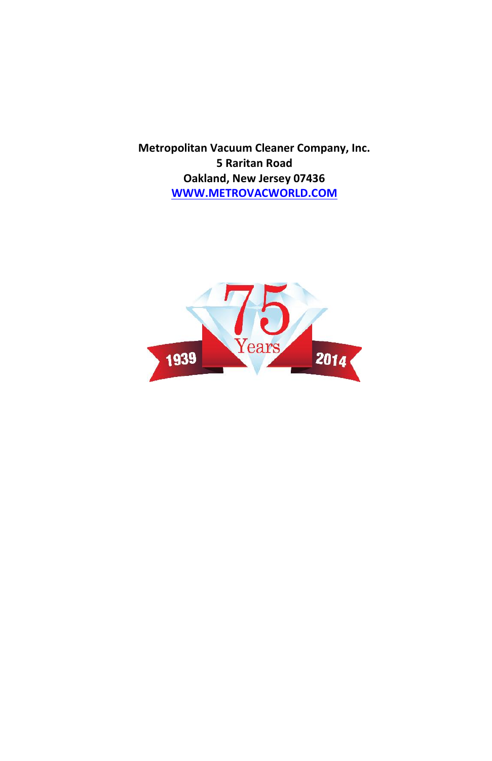**Metropolitan Vacuum Cleaner Company, Inc.**
**5 Raritan Road**
**Oakland, New Jersey 07436**
**WWW.METROVACWORLD.COM**

75
Years
1939
2014